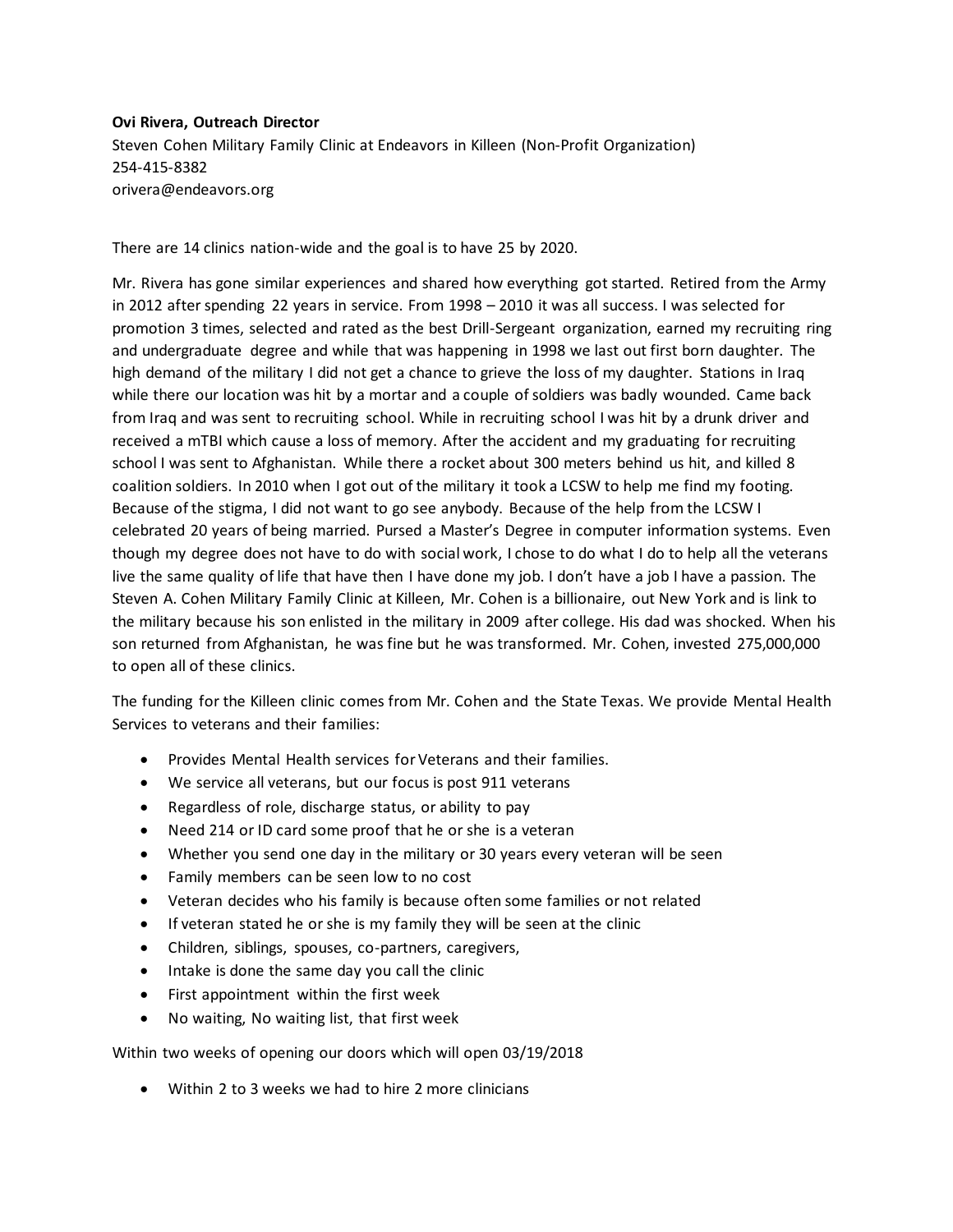**Ovi Rivera, Outreach Director**

Steven Cohen Military Family Clinic at Endeavors in Killeen (Non-Profit Organization)
254-415-8382
orivera@endeavors.org

There are 14 clinics nation-wide and the goal is to have 25 by 2020.

Mr. Rivera has gone similar experiences and shared how everything got started. Retired from the Army in 2012 after spending 22 years in service. From 1998 – 2010 it was all success. I was selected for promotion 3 times, selected and rated as the best Drill-Sergeant organization, earned my recruiting ring and undergraduate degree and while that was happening in 1998 we last out first born daughter. The high demand of the military I did not get a chance to grieve the loss of my daughter. Stations in Iraq while there our location was hit by a mortar and a couple of soldiers was badly wounded. Came back from Iraq and was sent to recruiting school. While in recruiting school I was hit by a drunk driver and received a mTBI which cause a loss of memory. After the accident and my graduating for recruiting school I was sent to Afghanistan. While there a rocket about 300 meters behind us hit, and killed 8 coalition soldiers. In 2010 when I got out of the military it took a LCSW to help me find my footing. Because of the stigma, I did not want to go see anybody. Because of the help from the LCSW I celebrated 20 years of being married. Pursed a Master's Degree in computer information systems. Even though my degree does not have to do with social work, I chose to do what I do to help all the veterans live the same quality of life that have then I have done my job. I don't have a job I have a passion. The Steven A. Cohen Military Family Clinic at Killeen, Mr. Cohen is a billionaire, out New York and is link to the military because his son enlisted in the military in 2009 after college. His dad was shocked. When his son returned from Afghanistan, he was fine but he was transformed. Mr. Cohen, invested 275,000,000 to open all of these clinics.

The funding for the Killeen clinic comes from Mr. Cohen and the State Texas. We provide Mental Health Services to veterans and their families:

- Provides Mental Health services for Veterans and their families.
- We service all veterans, but our focus is post 911 veterans
- Regardless of role, discharge status, or ability to pay
- Need 214 or ID card some proof that he or she is a veteran
- Whether you send one day in the military or 30 years every veteran will be seen
- Family members can be seen low to no cost
- Veteran decides who his family is because often some families or not related
- If veteran stated he or she is my family they will be seen at the clinic
- Children, siblings, spouses, co-partners, caregivers,
- Intake is done the same day you call the clinic
- First appointment within the first week
- No waiting, No waiting list, that first week

Within two weeks of opening our doors which will open 03/19/2018

- Within 2 to 3 weeks we had to hire 2 more clinicians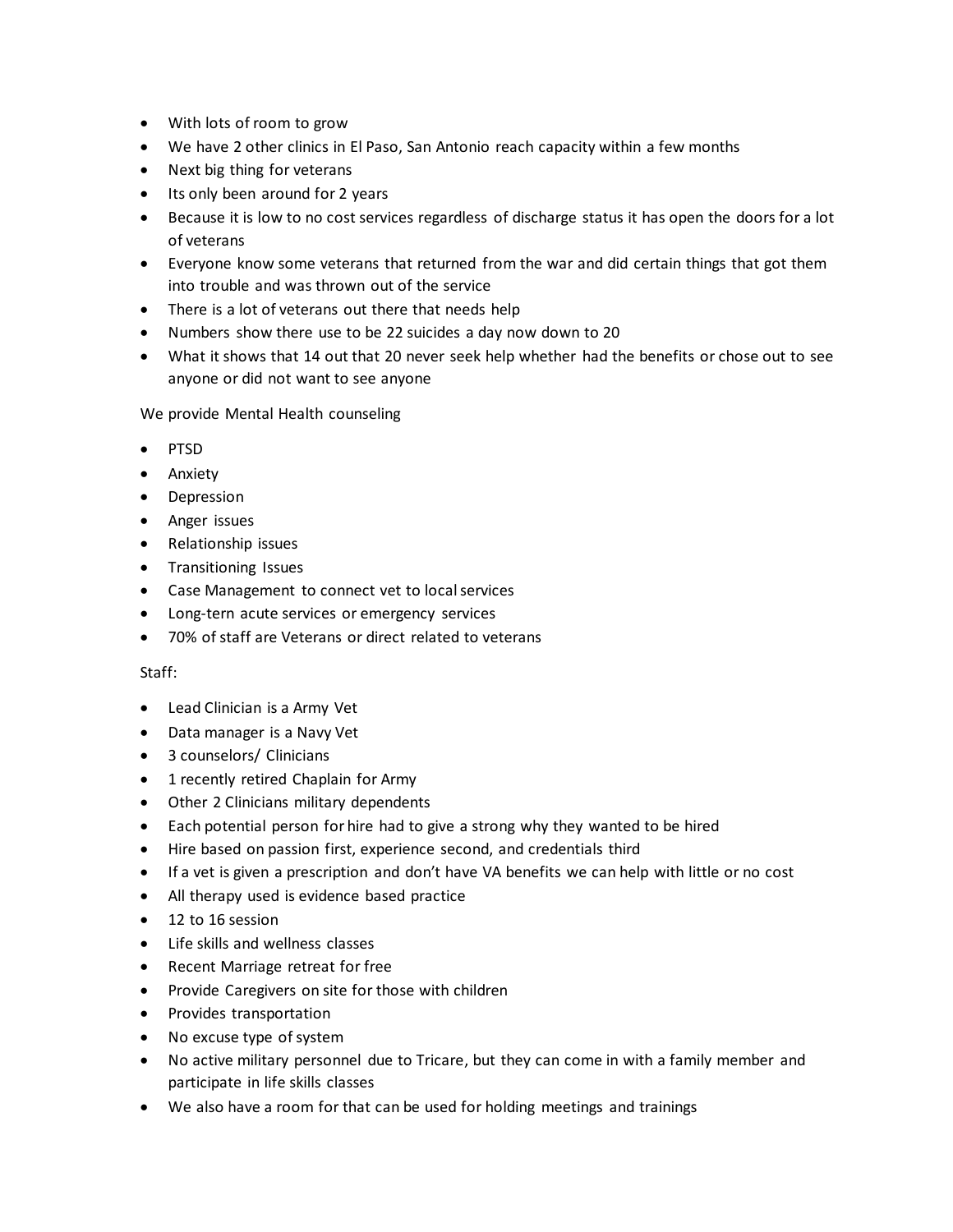- With lots of room to grow
- We have 2 other clinics in El Paso, San Antonio reach capacity within a few months
- Next big thing for veterans
- Its only been around for 2 years
- Because it is low to no cost services regardless of discharge status it has open the doors for a lot of veterans
- Everyone know some veterans that returned from the war and did certain things that got them into trouble and was thrown out of the service
- There is a lot of veterans out there that needs help
- Numbers show there use to be 22 suicides a day now down to 20
- What it shows that 14 out that 20 never seek help whether had the benefits or chose out to see anyone or did not want to see anyone

We provide Mental Health counseling

- PTSD
- Anxiety
- Depression
- Anger issues
- Relationship issues
- Transitioning Issues
- Case Management to connect vet to local services
- Long-tern acute services or emergency services
- 70% of staff are Veterans or direct related to veterans

Staff:

- Lead Clinician is a Army Vet
- Data manager is a Navy Vet
- 3 counselors/ Clinicians
- 1 recently retired Chaplain for Army
- Other 2 Clinicians military dependents
- Each potential person for hire had to give a strong why they wanted to be hired
- Hire based on passion first, experience second, and credentials third
- If a vet is given a prescription and don't have VA benefits we can help with little or no cost
- All therapy used is evidence based practice
- 12 to 16 session
- Life skills and wellness classes
- Recent Marriage retreat for free
- Provide Caregivers on site for those with children
- Provides transportation
- No excuse type of system
- No active military personnel due to Tricare, but they can come in with a family member and participate in life skills classes
- We also have a room for that can be used for holding meetings and trainings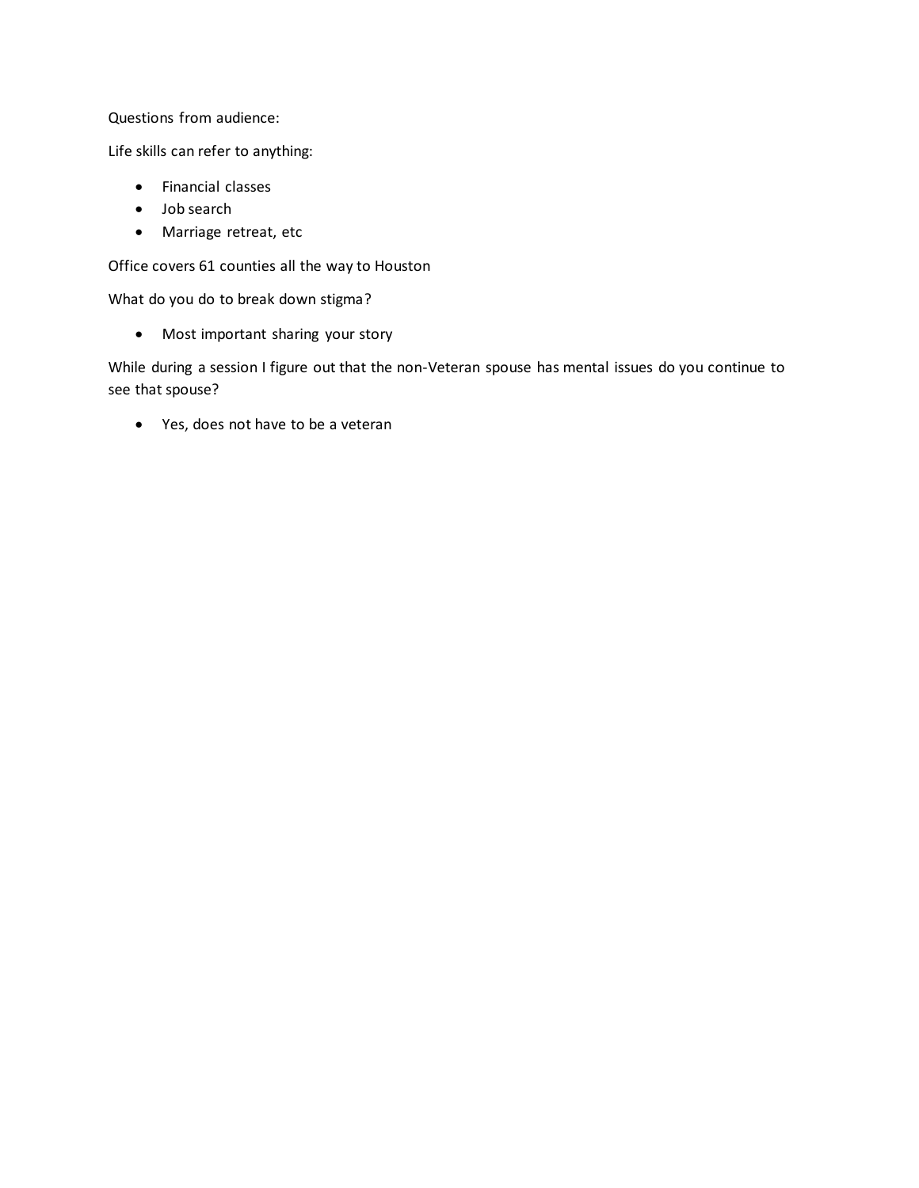Questions from audience:

Life skills can refer to anything:

- Financial classes
- Job search
- Marriage retreat, etc

Office covers 61 counties all the way to Houston

What do you do to break down stigma?

- Most important sharing your story

While during a session I figure out that the non-Veteran spouse has mental issues do you continue to see that spouse?

- Yes, does not have to be a veteran